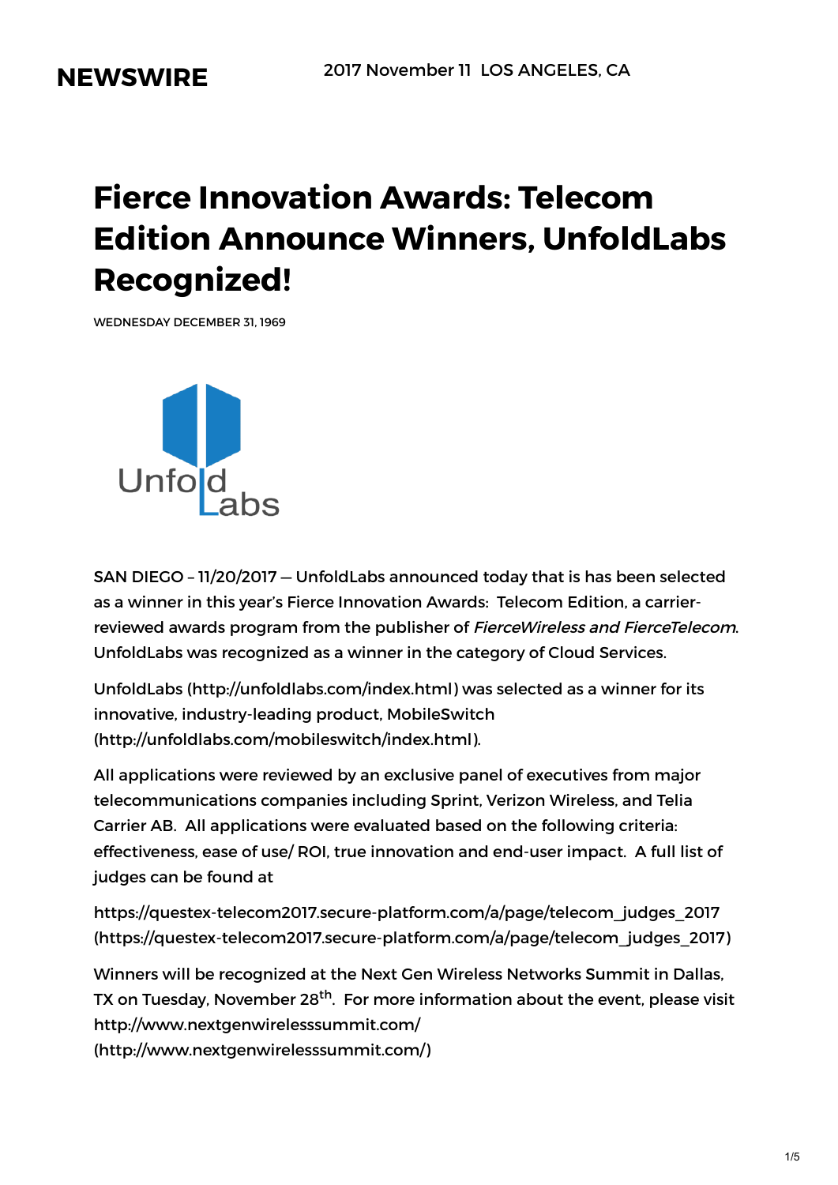**NEWSWIRE**

2017 November 11 LOS ANGELES, CA

# Fierce Innovation Awards: Telecom Edition Announce Winners, UnfoldLabs Recognized!

WEDNESDAY DECEMBER 31, 1969

SAN DIEGO – 11/20/2017 — UnfoldLabs announced today that is has been selected as a winner in this year's Fierce Innovation Awards: Telecom Edition, a carrier-reviewed awards program from the publisher of *FierceWireless and FierceTelecom*. UnfoldLabs was recognized as a winner in the category of Cloud Services.

UnfoldLabs (http://unfoldlabs.com/index.html) was selected as a winner for its innovative, industry-leading product, MobileSwitch (http://unfoldlabs.com/mobileswitch/index.html).

All applications were reviewed by an exclusive panel of executives from major telecommunications companies including Sprint, Verizon Wireless, and Telia Carrier AB. All applications were evaluated based on the following criteria: effectiveness, ease of use/ ROI, true innovation and end-user impact. A full list of judges can be found at

https://questex-telecom2017.secure-platform.com/a/page/telecom_judges_2017 (https://questex-telecom2017.secure-platform.com/a/page/telecom_judges_2017)

Winners will be recognized at the Next Gen Wireless Networks Summit in Dallas, TX on Tuesday, November 28th. For more information about the event, please visit http://www.nextgenwirelesssummit.com/ (http://www.nextgenwirelesssummit.com/)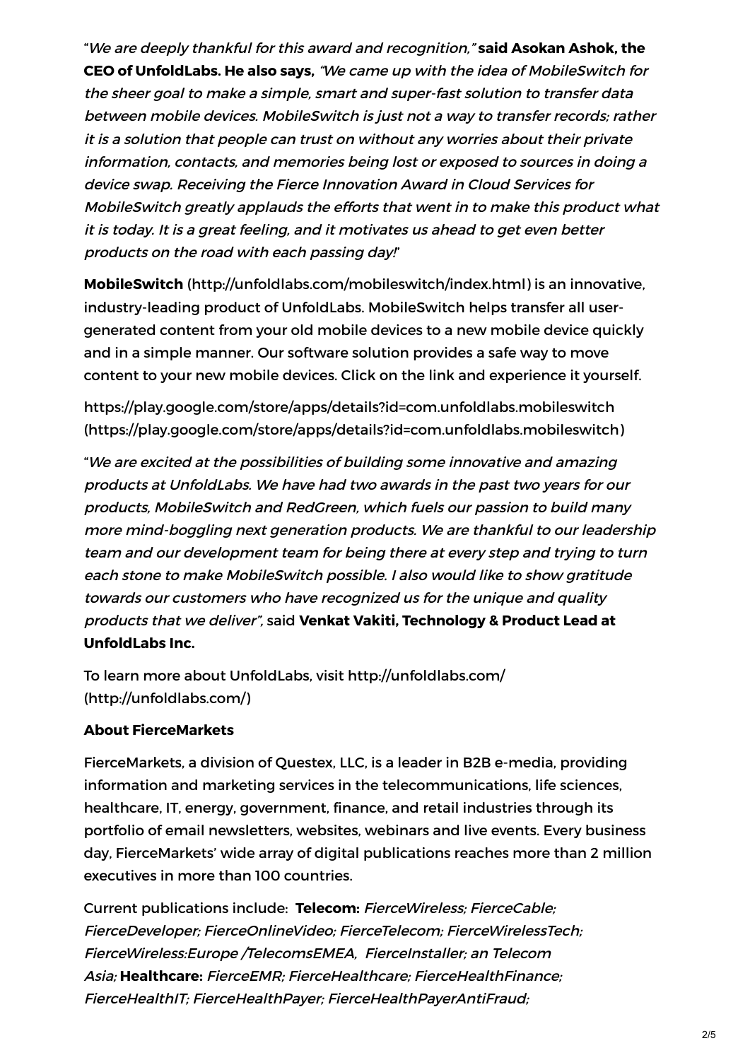"*We are deeply thankful for this award and recognition,"* **said Asokan Ashok, the CEO of UnfoldLabs. He also says,** *"We came up with the idea of MobileSwitch for the sheer goal to make a simple, smart and super-fast solution to transfer data between mobile devices. MobileSwitch is just not a way to transfer records; rather it is a solution that people can trust on without any worries about their private information, contacts, and memories being lost or exposed to sources in doing a device swap. Receiving the Fierce Innovation Award in Cloud Services for MobileSwitch greatly applauds the efforts that went in to make this product what it is today. It is a great feeling, and it motivates us ahead to get even better products on the road with each passing day!*"

**MobileSwitch** (http://unfoldlabs.com/mobileswitch/index.html) is an innovative, industry-leading product of UnfoldLabs. MobileSwitch helps transfer all user-generated content from your old mobile devices to a new mobile device quickly and in a simple manner. Our software solution provides a safe way to move content to your new mobile devices. Click on the link and experience it yourself.

https://play.google.com/store/apps/details?id=com.unfoldlabs.mobileswitch (https://play.google.com/store/apps/details?id=com.unfoldlabs.mobileswitch)

"*We are excited at the possibilities of building some innovative and amazing products at UnfoldLabs. We have had two awards in the past two years for our products, MobileSwitch and RedGreen, which fuels our passion to build many more mind-boggling next generation products. We are thankful to our leadership team and our development team for being there at every step and trying to turn each stone to make MobileSwitch possible. I also would like to show gratitude towards our customers who have recognized us for the unique and quality products that we deliver",* said **Venkat Vakiti, Technology & Product Lead at UnfoldLabs Inc.**

To learn more about UnfoldLabs, visit http://unfoldlabs.com/ (http://unfoldlabs.com/)

**About FierceMarkets**

FierceMarkets, a division of Questex, LLC, is a leader in B2B e-media, providing information and marketing services in the telecommunications, life sciences, healthcare, IT, energy, government, finance, and retail industries through its portfolio of email newsletters, websites, webinars and live events. Every business day, FierceMarkets' wide array of digital publications reaches more than 2 million executives in more than 100 countries.

Current publications include: **Telecom:** *FierceWireless; FierceCable; FierceDeveloper; FierceOnlineVideo; FierceTelecom; FierceWirelessTech; FierceWireless:Europe /TelecomsEMEA, FierceInstaller; an Telecom Asia;* **Healthcare:** *FierceEMR; FierceHealthcare; FierceHealthFinance; FierceHealthIT; FierceHealthPayer; FierceHealthPayerAntiFraud;*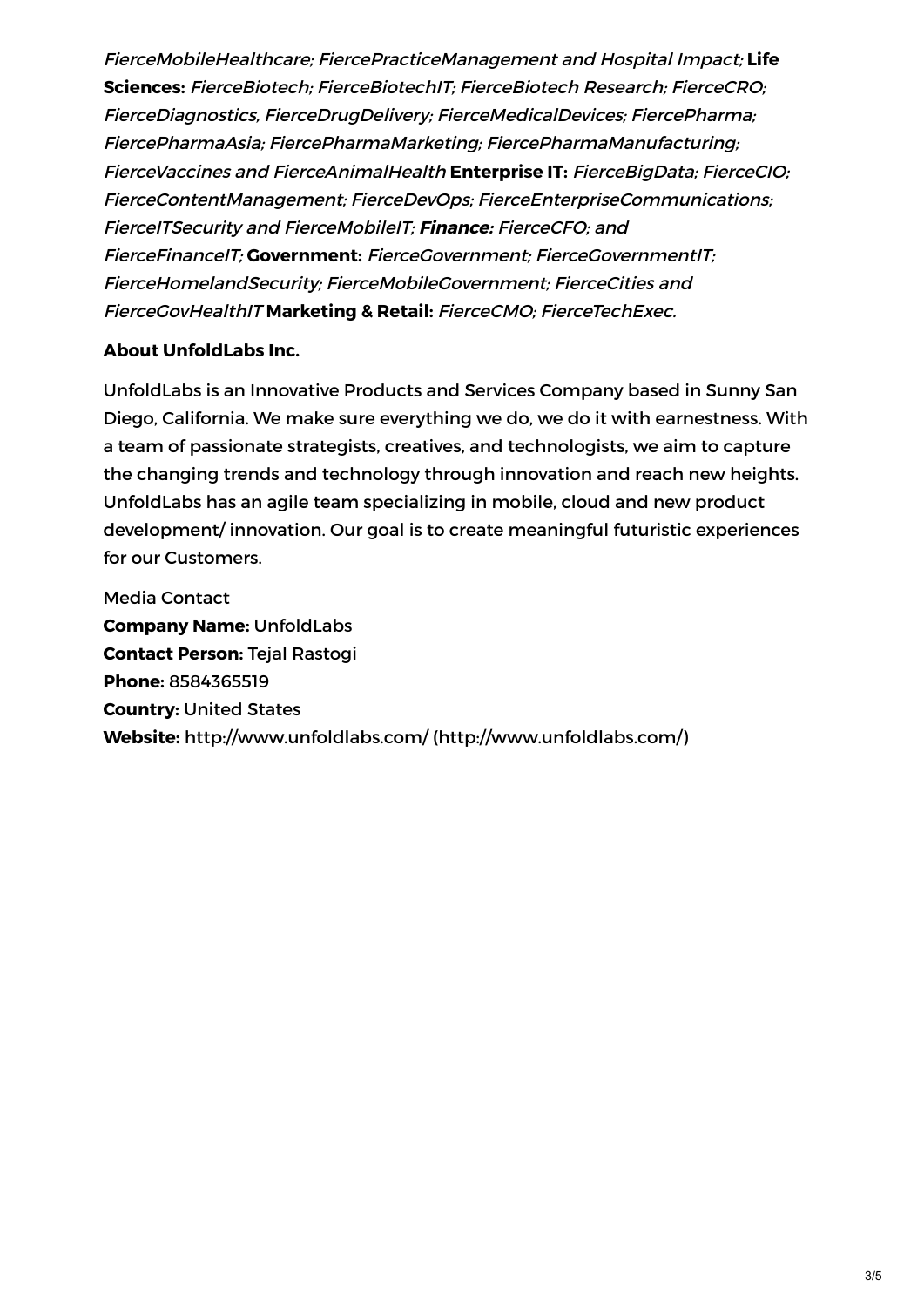*FierceMobileHealthcare; FiercePracticeManagement and Hospital Impact;* **Life Sciences:** *FierceBiotech; FierceBiotechIT; FierceBiotech Research; FierceCRO; FierceDiagnostics, FierceDrugDelivery; FierceMedicalDevices; FiercePharma; FiercePharmaAsia; FiercePharmaMarketing; FiercePharmaManufacturing; FierceVaccines and FierceAnimalHealth* **Enterprise IT:** *FierceBigData; FierceCIO; FierceContentManagement; FierceDevOps; FierceEnterpriseCommunications; FierceITSecurity and FierceMobileIT;* ***Finance:*** *FierceCFO; and FierceFinanceIT;* **Government:** *FierceGovernment; FierceGovernmentIT; FierceHomelandSecurity; FierceMobileGovernment; FierceCities and FierceGovHealthIT* **Marketing & Retail:** *FierceCMO; FierceTechExec.*

**About UnfoldLabs Inc.**

UnfoldLabs is an Innovative Products and Services Company based in Sunny San Diego, California. We make sure everything we do, we do it with earnestness. With a team of passionate strategists, creatives, and technologists, we aim to capture the changing trends and technology through innovation and reach new heights. UnfoldLabs has an agile team specializing in mobile, cloud and new product development/ innovation. Our goal is to create meaningful futuristic experiences for our Customers.

Media Contact
**Company Name:** UnfoldLabs
**Contact Person:** Tejal Rastogi
**Phone:** 8584365519
**Country:** United States
**Website:** http://www.unfoldlabs.com/ (http://www.unfoldlabs.com/)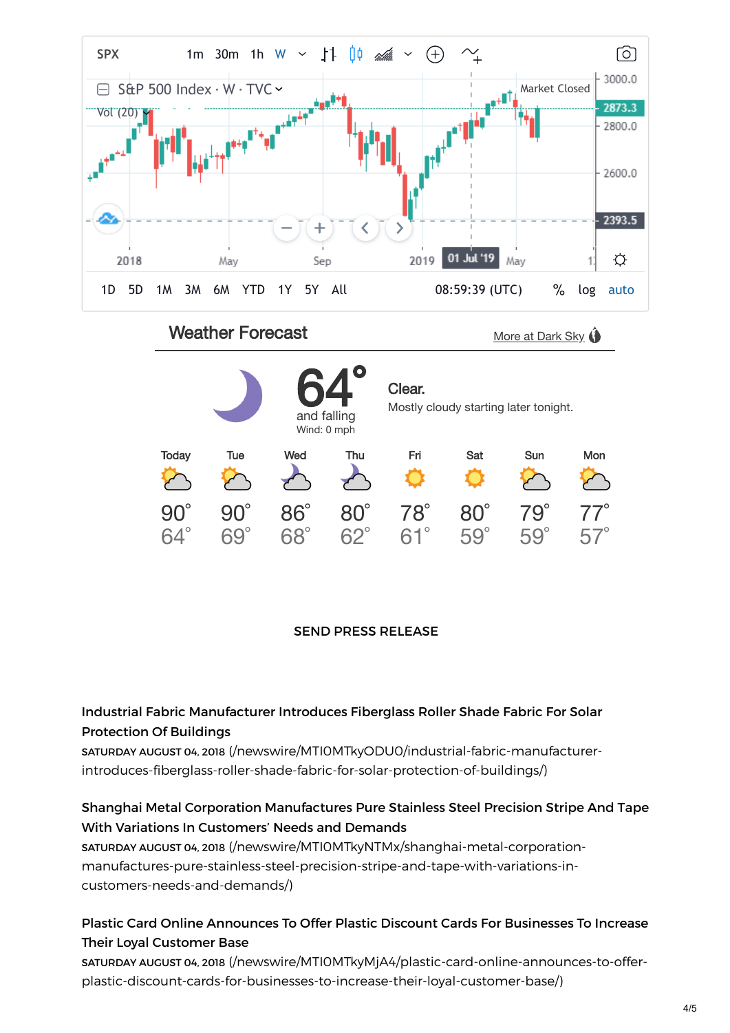SPX 1m 30m 1h W

S&P 500 Index · W · TVC

Vol (20)

Market Closed

3000.0

2873.3

2800.0

2600.0

2393.5

2018 May Sep 2019 01 Jul '19 May

1D 5D 1M 3M 6M YTD 1Y 5Y All 08:59:39 (UTC) % log auto

## Weather Forecast

More at Dark Sky

64°
and falling
Wind: 0 mph

Clear.
Mostly cloudy starting later tonight.

| Today | Tue | Wed | Thu | Fri | Sat | Sun | Mon |
|---|---|---|---|---|---|---|---|
| 90° | 90° | 86° | 80° | 78° | 80° | 79° | 77° |
| 64° | 69° | 68° | 62° | 61° | 59° | 59° | 57° |

SEND PRESS RELEASE

**Industrial Fabric Manufacturer Introduces Fiberglass Roller Shade Fabric For Solar Protection Of Buildings**
SATURDAY AUGUST 04, 2018 (/newswire/MTI0MTkyODU0/industrial-fabric-manufacturer-introduces-fiberglass-roller-shade-fabric-for-solar-protection-of-buildings/)

**Shanghai Metal Corporation Manufactures Pure Stainless Steel Precision Stripe And Tape With Variations In Customers' Needs and Demands**
SATURDAY AUGUST 04, 2018 (/newswire/MTI0MTkyNTMx/shanghai-metal-corporation-manufactures-pure-stainless-steel-precision-stripe-and-tape-with-variations-in-customers-needs-and-demands/)

**Plastic Card Online Announces To Offer Plastic Discount Cards For Businesses To Increase Their Loyal Customer Base**
SATURDAY AUGUST 04, 2018 (/newswire/MTI0MTkyMjA4/plastic-card-online-announces-to-offer-plastic-discount-cards-for-businesses-to-increase-their-loyal-customer-base/)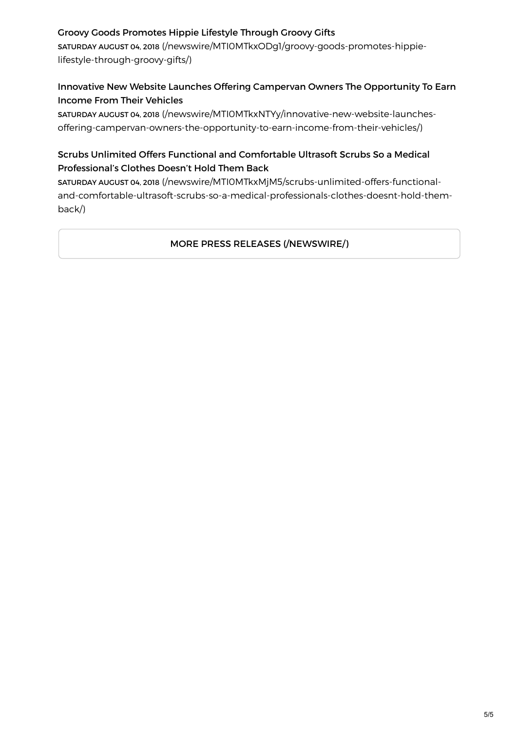### Groovy Goods Promotes Hippie Lifestyle Through Groovy Gifts

SATURDAY AUGUST 04, 2018 (/newswire/MTI0MTkxODg1/groovy-goods-promotes-hippie-lifestyle-through-groovy-gifts/)

### Innovative New Website Launches Offering Campervan Owners The Opportunity To Earn Income From Their Vehicles

SATURDAY AUGUST 04, 2018 (/newswire/MTI0MTkxNTYy/innovative-new-website-launches-offering-campervan-owners-the-opportunity-to-earn-income-from-their-vehicles/)

### Scrubs Unlimited Offers Functional and Comfortable Ultrasoft Scrubs So a Medical Professional's Clothes Doesn't Hold Them Back

SATURDAY AUGUST 04, 2018 (/newswire/MTI0MTkxMjM5/scrubs-unlimited-offers-functional-and-comfortable-ultrasoft-scrubs-so-a-medical-professionals-clothes-doesnt-hold-them-back/)

MORE PRESS RELEASES (/NEWSWIRE/)